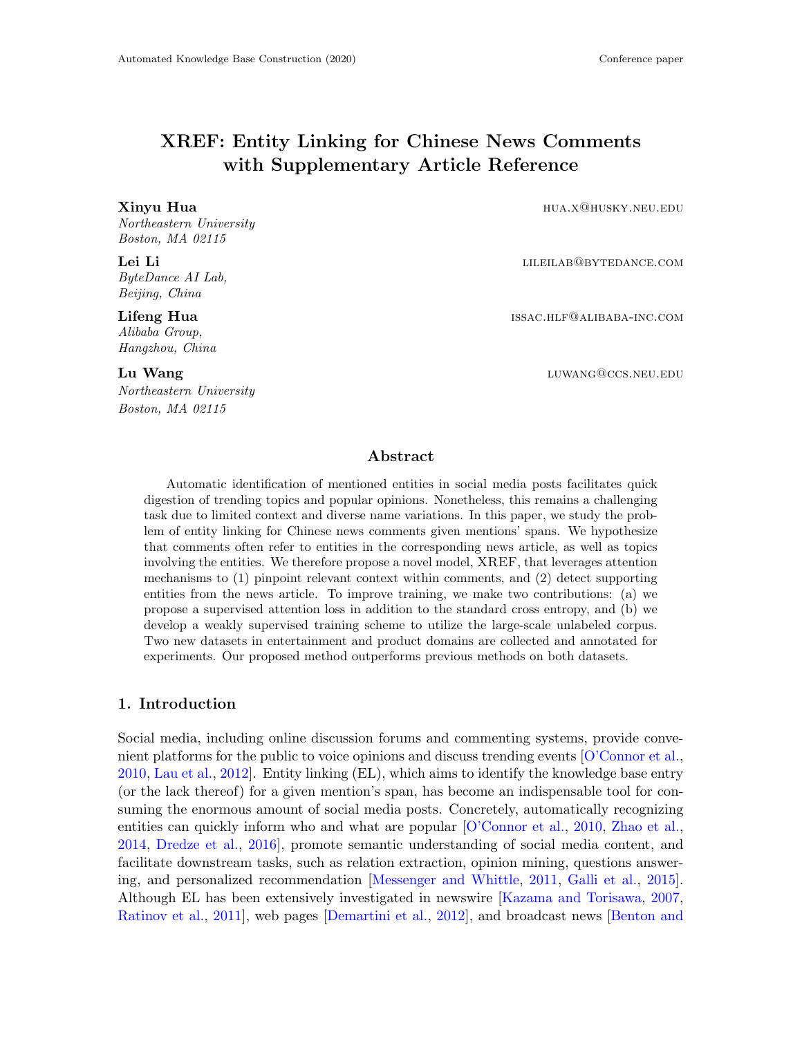# XREF: Entity Linking for Chinese News Comments with Supplementary Article Reference

**Xinyu Hua** HUA.X@HUSKY.NEU.EDU
*Northeastern University*
*Boston, MA 02115*

**Lei Li** LILEILAB@BYTEDANCE.COM
*ByteDance AI Lab,*
*Beijing, China*

**Lifeng Hua** ISSAC.HLF@ALIBABA-INC.COM
*Alibaba Group,*
*Hangzhou, China*

**Lu Wang** LUWANG@CCS.NEU.EDU
*Northeastern University*
*Boston, MA 02115*

## Abstract

Automatic identification of mentioned entities in social media posts facilitates quick digestion of trending topics and popular opinions. Nonetheless, this remains a challenging task due to limited context and diverse name variations. In this paper, we study the problem of entity linking for Chinese news comments given mentions' spans. We hypothesize that comments often refer to entities in the corresponding news article, as well as topics involving the entities. We therefore propose a novel model, XREF, that leverages attention mechanisms to (1) pinpoint relevant context within comments, and (2) detect supporting entities from the news article. To improve training, we make two contributions: (a) we propose a supervised attention loss in addition to the standard cross entropy, and (b) we develop a weakly supervised training scheme to utilize the large-scale unlabeled corpus. Two new datasets in entertainment and product domains are collected and annotated for experiments. Our proposed method outperforms previous methods on both datasets.

## 1. Introduction

Social media, including online discussion forums and commenting systems, provide convenient platforms for the public to voice opinions and discuss trending events [O'Connor et al., 2010, Lau et al., 2012]. Entity linking (EL), which aims to identify the knowledge base entry (or the lack thereof) for a given mention's span, has become an indispensable tool for consuming the enormous amount of social media posts. Concretely, automatically recognizing entities can quickly inform who and what are popular [O'Connor et al., 2010, Zhao et al., 2014, Dredze et al., 2016], promote semantic understanding of social media content, and facilitate downstream tasks, such as relation extraction, opinion mining, questions answering, and personalized recommendation [Messenger and Whittle, 2011, Galli et al., 2015]. Although EL has been extensively investigated in newswire [Kazama and Torisawa, 2007, Ratinov et al., 2011], web pages [Demartini et al., 2012], and broadcast news [Benton and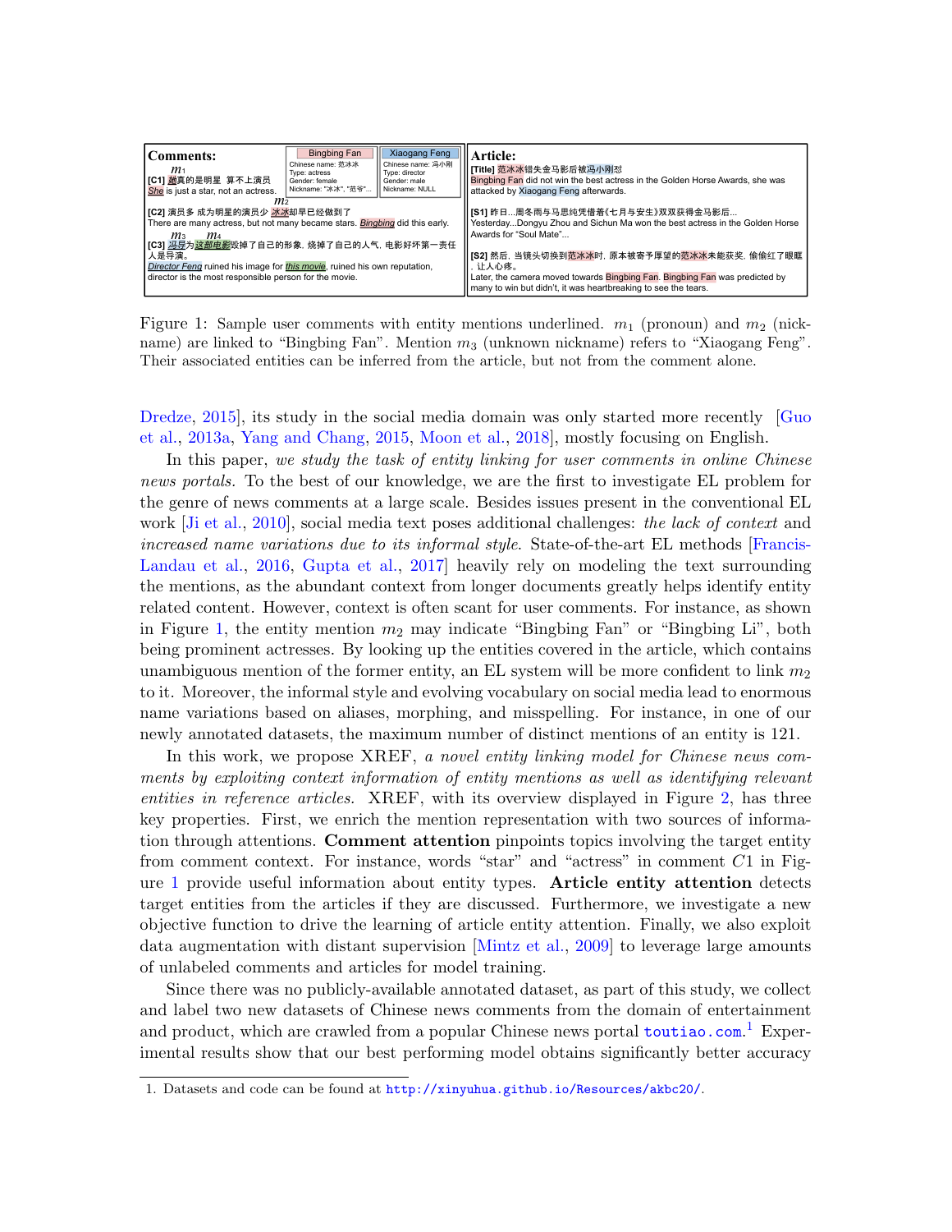**Comments:**

**[C1]** 她真的是明星 算不上演员
She is just a star, not an actress.

**[C2]** 演员多 成为明星的演员少 冰冰却早已经做到了
There are many actress, but not many became stars. Bingbing did this early.

**[C3]** 冯导为这部电影毁掉了自己的形象, 烧掉了自己的人气, 电影好坏第一责任人是导演。
Director Feng ruined his image for this movie, ruined his own reputation, director is the most responsible person for the movie.

| Bingbing Fan | Xiaogang Feng |
|---|---|
| Chinese name: 范冰冰 | Chinese name: 冯小刚 |
| Type: actress | Type: director |
| Gender: female | Gender: male |
| Nickname: "冰冰", "范爷"... | Nickname: NULL |

**Article:**

**[Title]** 范冰冰错失金马影后被冯小刚怼
Bingbing Fan did not win the best actress in the Golden Horse Awards, she was attacked by Xiaogang Feng afterwards.

**[S1]** 昨日...周冬雨与马思纯凭借着《七月与安生》双双获得金马影后...
Yesterday...Dongyu Zhou and Sichun Ma won the best actress in the Golden Horse Awards for "Soul Mate"...

**[S2]** 然后, 当镜头切换到范冰冰时, 原本被寄予厚望的范冰冰未能获奖, 偷偷红了眼眶, 让人心疼。
Later, the camera moved towards Bingbing Fan. Bingbing Fan was predicted by many to win but didn't, it was heartbreaking to see the tears.

Figure 1: Sample user comments with entity mentions underlined. $m_1$ (pronoun) and $m_2$ (nickname) are linked to "Bingbing Fan". Mention $m_3$ (unknown nickname) refers to "Xiaogang Feng". Their associated entities can be inferred from the article, but not from the comment alone.

Dredze, 2015], its study in the social media domain was only started more recently [Guo et al., 2013a, Yang and Chang, 2015, Moon et al., 2018], mostly focusing on English.

In this paper, *we study the task of entity linking for user comments in online Chinese news portals.* To the best of our knowledge, we are the first to investigate EL problem for the genre of news comments at a large scale. Besides issues present in the conventional EL work [Ji et al., 2010], social media text poses additional challenges: *the lack of context* and *increased name variations due to its informal style*. State-of-the-art EL methods [Francis-Landau et al., 2016, Gupta et al., 2017] heavily rely on modeling the text surrounding the mentions, as the abundant context from longer documents greatly helps identify entity related content. However, context is often scant for user comments. For instance, as shown in Figure 1, the entity mention $m_2$ may indicate "Bingbing Fan" or "Bingbing Li", both being prominent actresses. By looking up the entities covered in the article, which contains unambiguous mention of the former entity, an EL system will be more confident to link $m_2$ to it. Moreover, the informal style and evolving vocabulary on social media lead to enormous name variations based on aliases, morphing, and misspelling. For instance, in one of our newly annotated datasets, the maximum number of distinct mentions of an entity is 121.

In this work, we propose XREF, *a novel entity linking model for Chinese news comments by exploiting context information of entity mentions as well as identifying relevant entities in reference articles.* XREF, with its overview displayed in Figure 2, has three key properties. First, we enrich the mention representation with two sources of information through attentions. **Comment attention** pinpoints topics involving the target entity from comment context. For instance, words "star" and "actress" in comment $C1$ in Figure 1 provide useful information about entity types. **Article entity attention** detects target entities from the articles if they are discussed. Furthermore, we investigate a new objective function to drive the learning of article entity attention. Finally, we also exploit data augmentation with distant supervision [Mintz et al., 2009] to leverage large amounts of unlabeled comments and articles for model training.

Since there was no publicly-available annotated dataset, as part of this study, we collect and label two new datasets of Chinese news comments from the domain of entertainment and product, which are crawled from a popular Chinese news portal toutiao.com.[1] Experimental results show that our best performing model obtains significantly better accuracy

1. Datasets and code can be found at http://xinyuhua.github.io/Resources/akbc20/.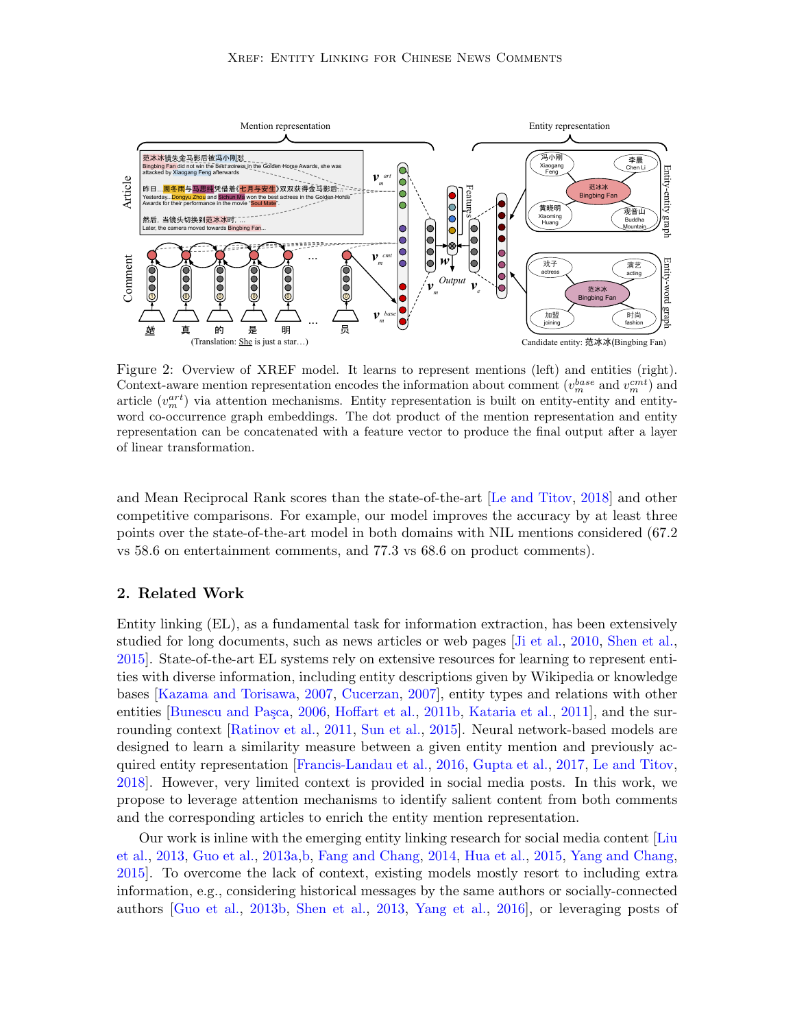Figure 2: Overview of XREF model. It learns to represent mentions (left) and entities (right). Context-aware mention representation encodes the information about comment ($v_m^{base}$ and $v_m^{cmt}$) and article ($v_m^{art}$) via attention mechanisms. Entity representation is built on entity-entity and entity-word co-occurrence graph embeddings. The dot product of the mention representation and entity representation can be concatenated with a feature vector to produce the final output after a layer of linear transformation.

and Mean Reciprocal Rank scores than the state-of-the-art [Le and Titov, 2018] and other competitive comparisons. For example, our model improves the accuracy by at least three points over the state-of-the-art model in both domains with NIL mentions considered (67.2 vs 58.6 on entertainment comments, and 77.3 vs 68.6 on product comments).

## 2. Related Work

Entity linking (EL), as a fundamental task for information extraction, has been extensively studied for long documents, such as news articles or web pages [Ji et al., 2010, Shen et al., 2015]. State-of-the-art EL systems rely on extensive resources for learning to represent entities with diverse information, including entity descriptions given by Wikipedia or knowledge bases [Kazama and Torisawa, 2007, Cucerzan, 2007], entity types and relations with other entities [Bunescu and Paşca, 2006, Hoffart et al., 2011b, Kataria et al., 2011], and the surrounding context [Ratinov et al., 2011, Sun et al., 2015]. Neural network-based models are designed to learn a similarity measure between a given entity mention and previously acquired entity representation [Francis-Landau et al., 2016, Gupta et al., 2017, Le and Titov, 2018]. However, very limited context is provided in social media posts. In this work, we propose to leverage attention mechanisms to identify salient content from both comments and the corresponding articles to enrich the entity mention representation.

Our work is inline with the emerging entity linking research for social media content [Liu et al., 2013, Guo et al., 2013a,b, Fang and Chang, 2014, Hua et al., 2015, Yang and Chang, 2015]. To overcome the lack of context, existing models mostly resort to including extra information, e.g., considering historical messages by the same authors or socially-connected authors [Guo et al., 2013b, Shen et al., 2013, Yang et al., 2016], or leveraging posts of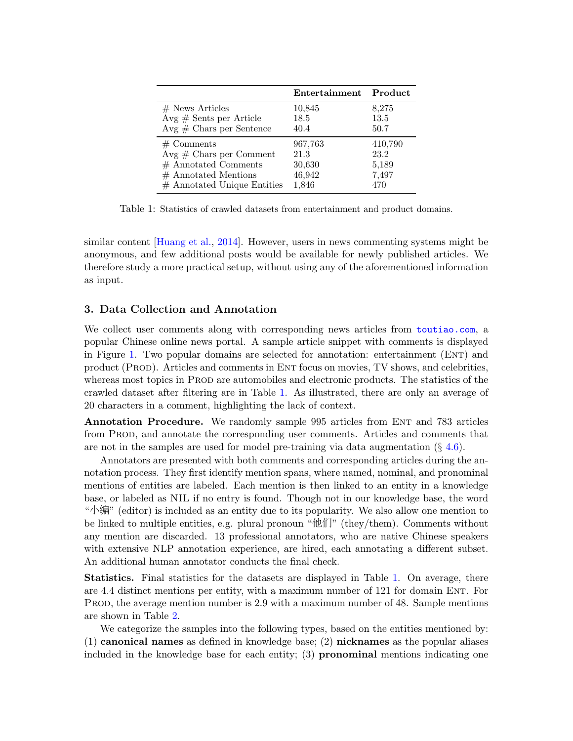| | Entertainment | Product |
|---|---|---|
| # News Articles | 10,845 | 8,275 |
| Avg # Sents per Article | 18.5 | 13.5 |
| Avg # Chars per Sentence | 40.4 | 50.7 |
| # Comments | 967,763 | 410,790 |
| Avg # Chars per Comment | 21.3 | 23.2 |
| # Annotated Comments | 30,630 | 5,189 |
| # Annotated Mentions | 46,942 | 7,497 |
| # Annotated Unique Entities | 1,846 | 470 |

Table 1: Statistics of crawled datasets from entertainment and product domains.

similar content [Huang et al., 2014]. However, users in news commenting systems might be anonymous, and few additional posts would be available for newly published articles. We therefore study a more practical setup, without using any of the aforementioned information as input.

## 3. Data Collection and Annotation

We collect user comments along with corresponding news articles from toutiao.com, a popular Chinese online news portal. A sample article snippet with comments is displayed in Figure 1. Two popular domains are selected for annotation: entertainment (Ent) and product (Prod). Articles and comments in Ent focus on movies, TV shows, and celebrities, whereas most topics in Prod are automobiles and electronic products. The statistics of the crawled dataset after filtering are in Table 1. As illustrated, there are only an average of 20 characters in a comment, highlighting the lack of context.

**Annotation Procedure.** We randomly sample 995 articles from Ent and 783 articles from Prod, and annotate the corresponding user comments. Articles and comments that are not in the samples are used for model pre-training via data augmentation (§ 4.6).

Annotators are presented with both comments and corresponding articles during the annotation process. They first identify mention spans, where named, nominal, and pronominal mentions of entities are labeled. Each mention is then linked to an entity in a knowledge base, or labeled as NIL if no entry is found. Though not in our knowledge base, the word "小编" (editor) is included as an entity due to its popularity. We also allow one mention to be linked to multiple entities, e.g. plural pronoun "他们" (they/them). Comments without any mention are discarded. 13 professional annotators, who are native Chinese speakers with extensive NLP annotation experience, are hired, each annotating a different subset. An additional human annotator conducts the final check.

**Statistics.** Final statistics for the datasets are displayed in Table 1. On average, there are 4.4 distinct mentions per entity, with a maximum number of 121 for domain Ent. For Prod, the average mention number is 2.9 with a maximum number of 48. Sample mentions are shown in Table 2.

We categorize the samples into the following types, based on the entities mentioned by: (1) **canonical names** as defined in knowledge base; (2) **nicknames** as the popular aliases included in the knowledge base for each entity; (3) **pronominal** mentions indicating one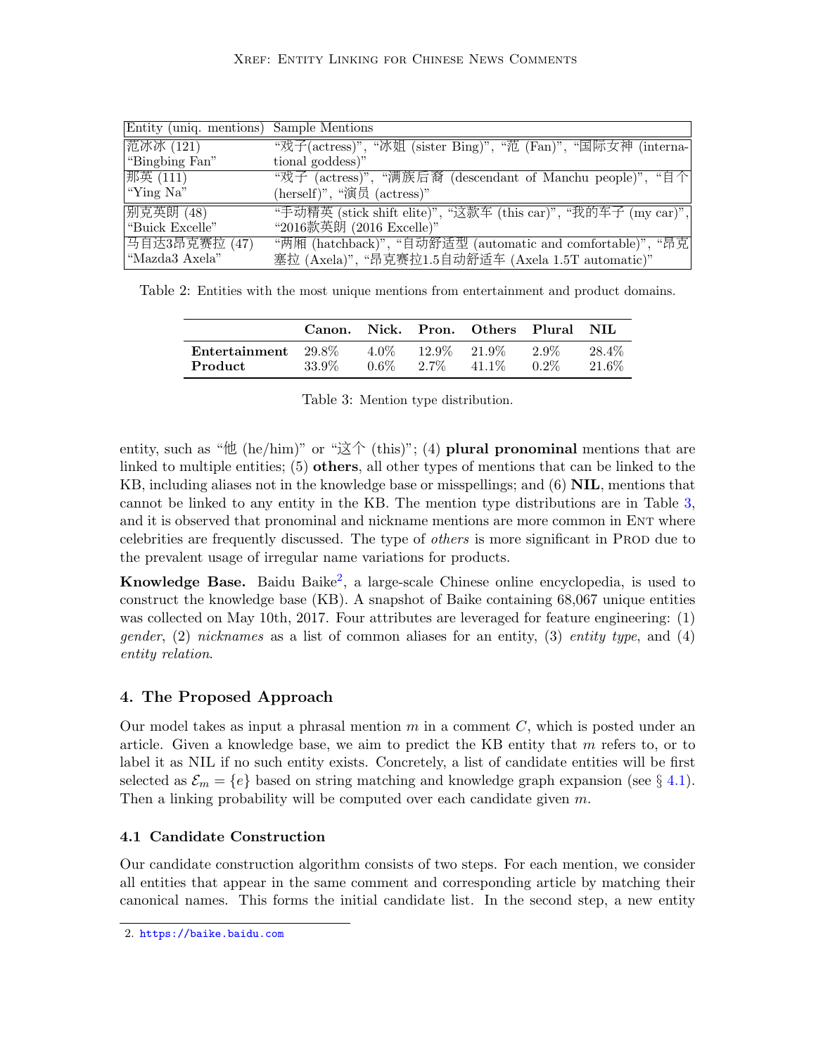| Entity (uniq. mentions) | Sample Mentions |
| --- | --- |
| 范冰冰 (121) "Bingbing Fan" | "戏子(actress)", "冰姐 (sister Bing)", "范 (Fan)", "国际女神 (international goddess)" |
| 那英 (111) "Ying Na" | "戏子 (actress)", "满族后裔 (descendant of Manchu people)", "自个 (herself)", "演员 (actress)" |
| 别克英朗 (48) "Buick Excelle" | "手动精英 (stick shift elite)", "这款车 (this car)", "我的车子 (my car)", "2016款英朗 (2016 Excelle)" |
| 马自达3昂克赛拉 (47) "Mazda3 Axela" | "两厢 (hatchback)", "自动舒适型 (automatic and comfortable)", "昂克塞拉 (Axela)", "昂克赛拉1.5自动舒适车 (Axela 1.5T automatic)" |

Table 2: Entities with the most unique mentions from entertainment and product domains.

| | Canon. | Nick. | Pron. | Others | Plural | NIL |
| --- | --- | --- | --- | --- | --- | --- |
| **Entertainment** | 29.8% | 4.0% | 12.9% | 21.9% | 2.9% | 28.4% |
| **Product** | 33.9% | 0.6% | 2.7% | 41.1% | 0.2% | 21.6% |

Table 3: Mention type distribution.

entity, such as "他 (he/him)" or "这个 (this)"; (4) **plural pronominal** mentions that are linked to multiple entities; (5) **others**, all other types of mentions that can be linked to the KB, including aliases not in the knowledge base or misspellings; and (6) **NIL**, mentions that cannot be linked to any entity in the KB. The mention type distributions are in Table 3, and it is observed that pronominal and nickname mentions are more common in Ent where celebrities are frequently discussed. The type of *others* is more significant in Prod due to the prevalent usage of irregular name variations for products.

**Knowledge Base.** Baidu Baike[2], a large-scale Chinese online encyclopedia, is used to construct the knowledge base (KB). A snapshot of Baike containing 68,067 unique entities was collected on May 10th, 2017. Four attributes are leveraged for feature engineering: (1) *gender*, (2) *nicknames* as a list of common aliases for an entity, (3) *entity type*, and (4) *entity relation*.

## 4. The Proposed Approach

Our model takes as input a phrasal mention $m$ in a comment $C$, which is posted under an article. Given a knowledge base, we aim to predict the KB entity that $m$ refers to, or to label it as NIL if no such entity exists. Concretely, a list of candidate entities will be first selected as $\mathcal{E}_m = \{e\}$ based on string matching and knowledge graph expansion (see § 4.1). Then a linking probability will be computed over each candidate given $m$.

### 4.1 Candidate Construction

Our candidate construction algorithm consists of two steps. For each mention, we consider all entities that appear in the same comment and corresponding article by matching their canonical names. This forms the initial candidate list. In the second step, a new entity

2. https://baike.baidu.com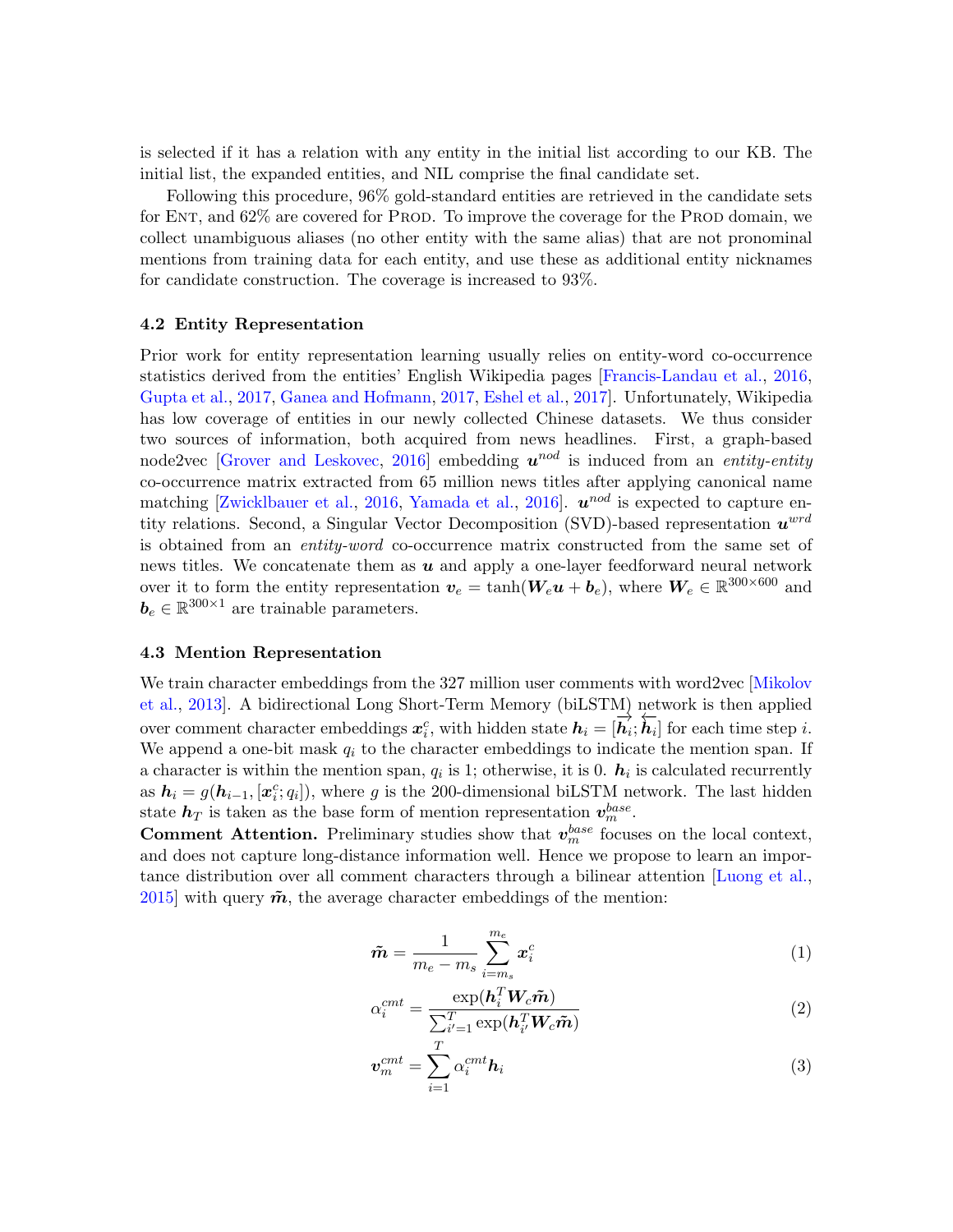is selected if it has a relation with any entity in the initial list according to our KB. The initial list, the expanded entities, and NIL comprise the final candidate set.

Following this procedure, 96% gold-standard entities are retrieved in the candidate sets for Ent, and 62% are covered for Prod. To improve the coverage for the Prod domain, we collect unambiguous aliases (no other entity with the same alias) that are not pronominal mentions from training data for each entity, and use these as additional entity nicknames for candidate construction. The coverage is increased to 93%.

### 4.2 Entity Representation

Prior work for entity representation learning usually relies on entity-word co-occurrence statistics derived from the entities' English Wikipedia pages [Francis-Landau et al., 2016, Gupta et al., 2017, Ganea and Hofmann, 2017, Eshel et al., 2017]. Unfortunately, Wikipedia has low coverage of entities in our newly collected Chinese datasets. We thus consider two sources of information, both acquired from news headlines. First, a graph-based node2vec [Grover and Leskovec, 2016] embedding $\boldsymbol{u}^{nod}$ is induced from an *entity-entity* co-occurrence matrix extracted from 65 million news titles after applying canonical name matching [Zwicklbauer et al., 2016, Yamada et al., 2016]. $\boldsymbol{u}^{nod}$ is expected to capture entity relations. Second, a Singular Vector Decomposition (SVD)-based representation $\boldsymbol{u}^{wrd}$ is obtained from an *entity-word* co-occurrence matrix constructed from the same set of news titles. We concatenate them as $\boldsymbol{u}$ and apply a one-layer feedforward neural network over it to form the entity representation $\boldsymbol{v}_e = \tanh(\boldsymbol{W}_e \boldsymbol{u} + \boldsymbol{b}_e)$, where $\boldsymbol{W}_e \in \mathbb{R}^{300\times 600}$ and $\boldsymbol{b}_e \in \mathbb{R}^{300\times 1}$ are trainable parameters.

### 4.3 Mention Representation

We train character embeddings from the 327 million user comments with word2vec [Mikolov et al., 2013]. A bidirectional Long Short-Term Memory (biLSTM) network is then applied over comment character embeddings $\boldsymbol{x}_i^c$, with hidden state $\boldsymbol{h}_i = [\overrightarrow{\boldsymbol{h}_i}; \overleftarrow{\boldsymbol{h}_i}]$ for each time step $i$. We append a one-bit mask $q_i$ to the character embeddings to indicate the mention span. If a character is within the mention span, $q_i$ is 1; otherwise, it is 0. $\boldsymbol{h}_i$ is calculated recurrently as $\boldsymbol{h}_i = g(\boldsymbol{h}_{i-1}, [\boldsymbol{x}_i^c; q_i])$, where $g$ is the 200-dimensional biLSTM network. The last hidden state $\boldsymbol{h}_T$ is taken as the base form of mention representation $\boldsymbol{v}_m^{base}$.

**Comment Attention.** Preliminary studies show that $\boldsymbol{v}_m^{base}$ focuses on the local context, and does not capture long-distance information well. Hence we propose to learn an importance distribution over all comment characters through a bilinear attention [Luong et al., 2015] with query $\tilde{\boldsymbol{m}}$, the average character embeddings of the mention:

$$\tilde{\boldsymbol{m}} = \frac{1}{m_e - m_s} \sum_{i=m_s}^{m_e} \boldsymbol{x}_i^c \tag{1}$$

$$\alpha_i^{cmt} = \frac{\exp(\boldsymbol{h}_i^T \boldsymbol{W}_c \tilde{\boldsymbol{m}})}{\sum_{i'=1}^{T} \exp(\boldsymbol{h}_{i'}^T \boldsymbol{W}_c \tilde{\boldsymbol{m}})} \tag{2}$$

$$\boldsymbol{v}_m^{cmt} = \sum_{i=1}^{T} \alpha_i^{cmt} \boldsymbol{h}_i \tag{3}$$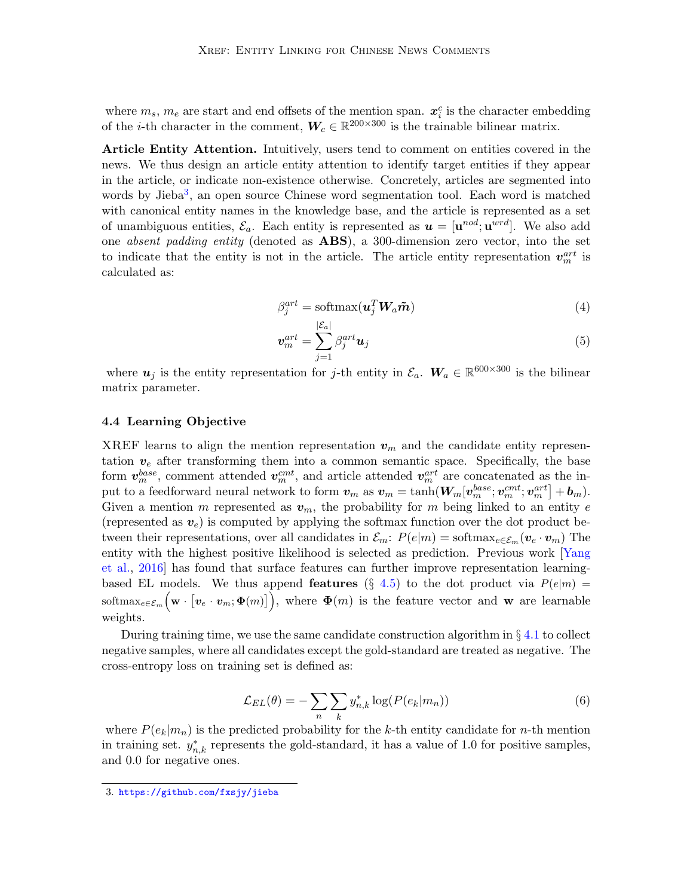where $m_s$, $m_e$ are start and end offsets of the mention span. $\boldsymbol{x}_i^c$ is the character embedding of the $i$-th character in the comment, $\boldsymbol{W}_c \in \mathbb{R}^{200\times 300}$ is the trainable bilinear matrix.

**Article Entity Attention.** Intuitively, users tend to comment on entities covered in the news. We thus design an article entity attention to identify target entities if they appear in the article, or indicate non-existence otherwise. Concretely, articles are segmented into words by Jieba[3], an open source Chinese word segmentation tool. Each word is matched with canonical entity names in the knowledge base, and the article is represented as a set of unambiguous entities, $\mathcal{E}_a$. Each entity is represented as $\boldsymbol{u} = [\mathbf{u}^{nod}; \mathbf{u}^{wrd}]$. We also add one *absent padding entity* (denoted as **ABS**), a 300-dimension zero vector, into the set to indicate that the entity is not in the article. The article entity representation $\boldsymbol{v}_m^{art}$ is calculated as:

$$\beta_j^{art} = \text{softmax}(\boldsymbol{u}_j^T \boldsymbol{W}_a \tilde{\boldsymbol{m}}) \tag{4}$$

$$\boldsymbol{v}_m^{art} = \sum_{j=1}^{|\mathcal{E}_a|} \beta_j^{art} \boldsymbol{u}_j \tag{5}$$

where $\boldsymbol{u}_j$ is the entity representation for $j$-th entity in $\mathcal{E}_a$. $\boldsymbol{W}_a \in \mathbb{R}^{600\times 300}$ is the bilinear matrix parameter.

### 4.4 Learning Objective

XREF learns to align the mention representation $\boldsymbol{v}_m$ and the candidate entity representation $\boldsymbol{v}_e$ after transforming them into a common semantic space. Specifically, the base form $\boldsymbol{v}_m^{base}$, comment attended $\boldsymbol{v}_m^{cmt}$, and article attended $\boldsymbol{v}_m^{art}$ are concatenated as the input to a feedforward neural network to form $\boldsymbol{v}_m$ as $\boldsymbol{v}_m = \tanh(\boldsymbol{W}_m[\boldsymbol{v}_m^{base}; \boldsymbol{v}_m^{cmt}; \boldsymbol{v}_m^{art}] + \boldsymbol{b}_m)$. Given a mention $m$ represented as $\boldsymbol{v}_m$, the probability for $m$ being linked to an entity $e$ (represented as $\boldsymbol{v}_e$) is computed by applying the softmax function over the dot product between their representations, over all candidates in $\mathcal{E}_m$: $P(e|m) = \text{softmax}_{e\in\mathcal{E}_m}(\boldsymbol{v}_e \cdot \boldsymbol{v}_m)$ The entity with the highest positive likelihood is selected as prediction. Previous work [Yang et al., 2016] has found that surface features can further improve representation learning-based EL models. We thus append **features** (§ 4.5) to the dot product via $P(e|m) = \text{softmax}_{e\in\mathcal{E}_m}\Big(\mathbf{w}\cdot\big[\boldsymbol{v}_e\cdot\boldsymbol{v}_m; \boldsymbol{\Phi}(m)\big]\Big)$, where $\boldsymbol{\Phi}(m)$ is the feature vector and $\mathbf{w}$ are learnable weights.

During training time, we use the same candidate construction algorithm in § 4.1 to collect negative samples, where all candidates except the gold-standard are treated as negative. The cross-entropy loss on training set is defined as:

$$\mathcal{L}_{EL}(\theta) = -\sum_n \sum_k y_{n,k}^* \log(P(e_k|m_n)) \tag{6}$$

where $P(e_k|m_n)$ is the predicted probability for the $k$-th entity candidate for $n$-th mention in training set. $y_{n,k}^*$ represents the gold-standard, it has a value of 1.0 for positive samples, and 0.0 for negative ones.

3. https://github.com/fxsjy/jieba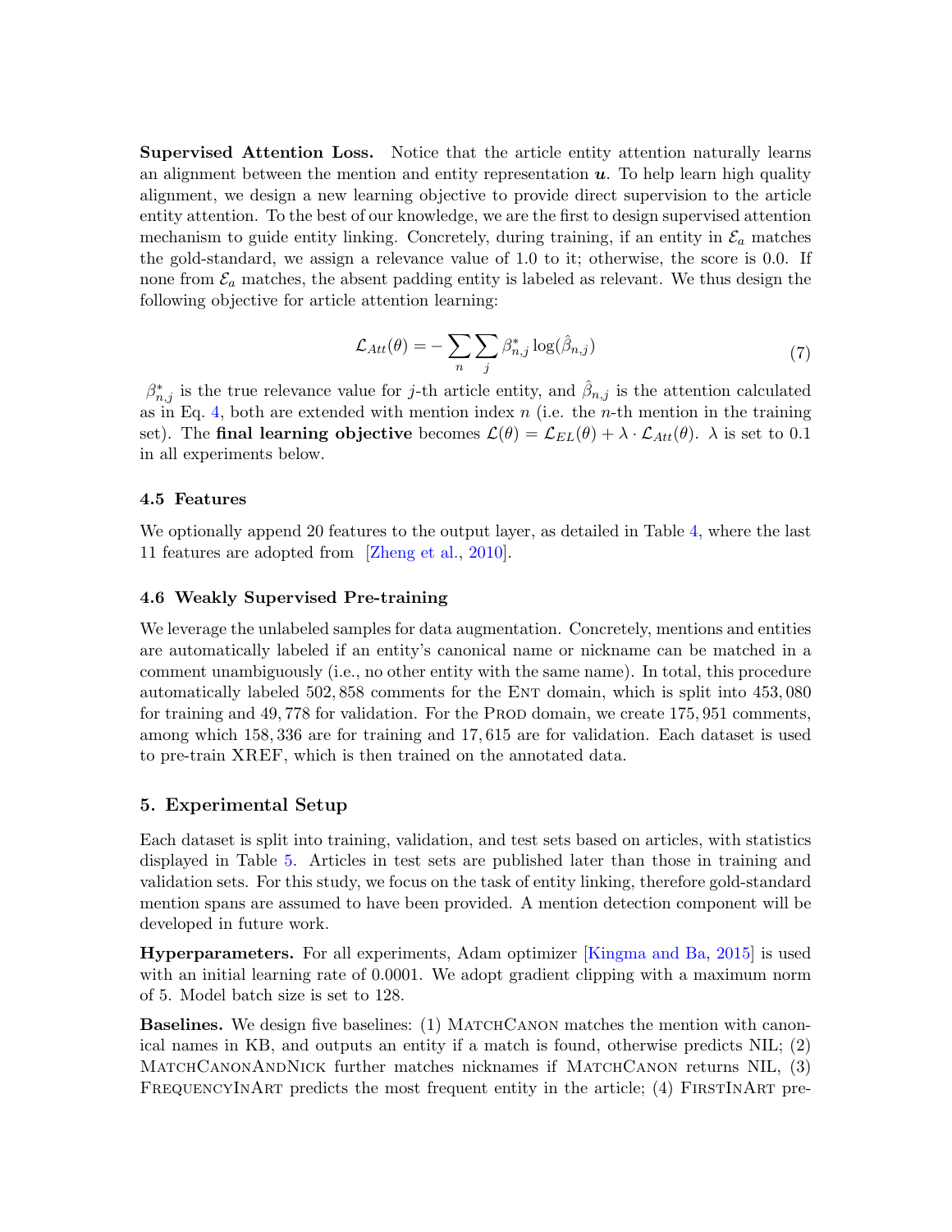**Supervised Attention Loss.** Notice that the article entity attention naturally learns an alignment between the mention and entity representation $\boldsymbol{u}$. To help learn high quality alignment, we design a new learning objective to provide direct supervision to the article entity attention. To the best of our knowledge, we are the first to design supervised attention mechanism to guide entity linking. Concretely, during training, if an entity in $\mathcal{E}_a$ matches the gold-standard, we assign a relevance value of 1.0 to it; otherwise, the score is 0.0. If none from $\mathcal{E}_a$ matches, the absent padding entity is labeled as relevant. We thus design the following objective for article attention learning:

$$\mathcal{L}_{Att}(\theta) = -\sum_{n}\sum_{j}\beta^{*}_{n,j}\log(\hat{\beta}_{n,j}) \tag{7}$$

$\beta^{*}_{n,j}$ is the true relevance value for $j$-th article entity, and $\hat{\beta}_{n,j}$ is the attention calculated as in Eq. 4, both are extended with mention index $n$ (i.e. the $n$-th mention in the training set). The **final learning objective** becomes $\mathcal{L}(\theta) = \mathcal{L}_{EL}(\theta) + \lambda \cdot \mathcal{L}_{Att}(\theta)$. $\lambda$ is set to 0.1 in all experiments below.

### 4.5 Features

We optionally append 20 features to the output layer, as detailed in Table 4, where the last 11 features are adopted from [Zheng et al., 2010].

### 4.6 Weakly Supervised Pre-training

We leverage the unlabeled samples for data augmentation. Concretely, mentions and entities are automatically labeled if an entity's canonical name or nickname can be matched in a comment unambiguously (i.e., no other entity with the same name). In total, this procedure automatically labeled 502,858 comments for the Ent domain, which is split into 453,080 for training and 49,778 for validation. For the Prod domain, we create 175,951 comments, among which 158,336 are for training and 17,615 are for validation. Each dataset is used to pre-train XREF, which is then trained on the annotated data.

## 5. Experimental Setup

Each dataset is split into training, validation, and test sets based on articles, with statistics displayed in Table 5. Articles in test sets are published later than those in training and validation sets. For this study, we focus on the task of entity linking, therefore gold-standard mention spans are assumed to have been provided. A mention detection component will be developed in future work.

**Hyperparameters.** For all experiments, Adam optimizer [Kingma and Ba, 2015] is used with an initial learning rate of 0.0001. We adopt gradient clipping with a maximum norm of 5. Model batch size is set to 128.

**Baselines.** We design five baselines: (1) MatchCanon matches the mention with canonical names in KB, and outputs an entity if a match is found, otherwise predicts NIL; (2) MatchCanonAndNick further matches nicknames if MatchCanon returns NIL, (3) FrequencyInArt predicts the most frequent entity in the article; (4) FirstInArt pre-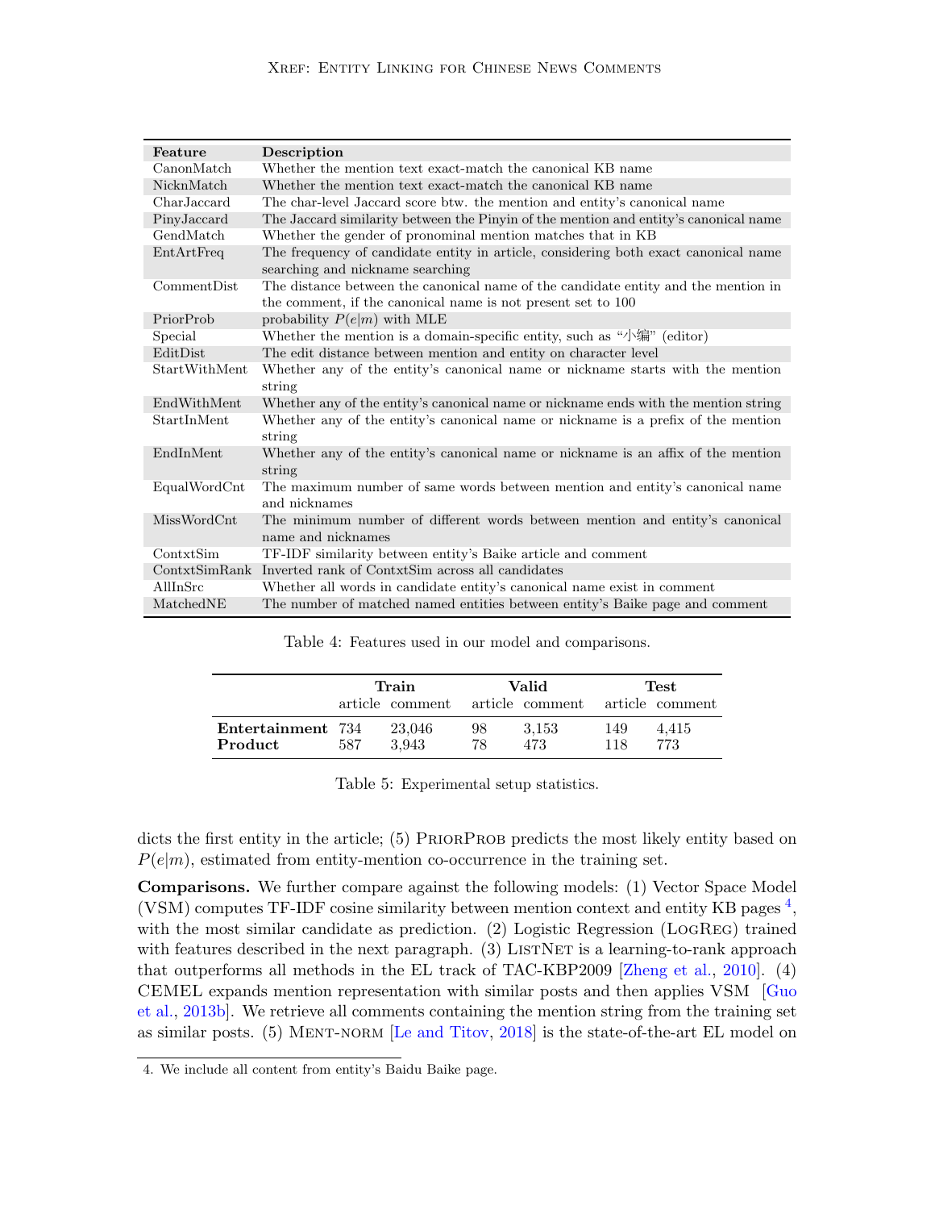| Feature | Description |
|---|---|
| CanonMatch | Whether the mention text exact-match the canonical KB name |
| NicknMatch | Whether the mention text exact-match the canonical KB name |
| CharJaccard | The char-level Jaccard score btw. the mention and entity's canonical name |
| PinyJaccard | The Jaccard similarity between the Pinyin of the mention and entity's canonical name |
| GendMatch | Whether the gender of pronominal mention matches that in KB |
| EntArtFreq | The frequency of candidate entity in article, considering both exact canonical name searching and nickname searching |
| CommentDist | The distance between the canonical name of the candidate entity and the mention in the comment, if the canonical name is not present set to 100 |
| PriorProb | probability $P(e\|m)$ with MLE |
| Special | Whether the mention is a domain-specific entity, such as "小编" (editor) |
| EditDist | The edit distance between mention and entity on character level |
| StartWithMent | Whether any of the entity's canonical name or nickname starts with the mention string |
| EndWithMent | Whether any of the entity's canonical name or nickname ends with the mention string |
| StartInMent | Whether any of the entity's canonical name or nickname is a prefix of the mention string |
| EndInMent | Whether any of the entity's canonical name or nickname is an affix of the mention string |
| EqualWordCnt | The maximum number of same words between mention and entity's canonical name and nicknames |
| MissWordCnt | The minimum number of different words between mention and entity's canonical name and nicknames |
| ContxtSim | TF-IDF similarity between entity's Baike article and comment |
| ContxtSimRank | Inverted rank of ContxtSim across all candidates |
| AllInSrc | Whether all words in candidate entity's canonical name exist in comment |
| MatchedNE | The number of matched named entities between entity's Baike page and comment |

Table 4: Features used in our model and comparisons.

| | **Train** | | **Valid** | | **Test** | |
|---|---|---|---|---|---|---|
| | article | comment | article | comment | article | comment |
| **Entertainment** | 734 | 23,046 | 98 | 3,153 | 149 | 4,415 |
| **Product** | 587 | 3,943 | 78 | 473 | 118 | 773 |

Table 5: Experimental setup statistics.

dicts the first entity in the article; (5) PriorProb predicts the most likely entity based on $P(e|m)$, estimated from entity-mention co-occurrence in the training set.

**Comparisons.** We further compare against the following models: (1) Vector Space Model (VSM) computes TF-IDF cosine similarity between mention context and entity KB pages [4], with the most similar candidate as prediction. (2) Logistic Regression (LogReg) trained with features described in the next paragraph. (3) ListNet is a learning-to-rank approach that outperforms all methods in the EL track of TAC-KBP2009 [Zheng et al., 2010]. (4) CEMEL expands mention representation with similar posts and then applies VSM [Guo et al., 2013b]. We retrieve all comments containing the mention string from the training set as similar posts. (5) Ment-norm [Le and Titov, 2018] is the state-of-the-art EL model on

4. We include all content from entity's Baidu Baike page.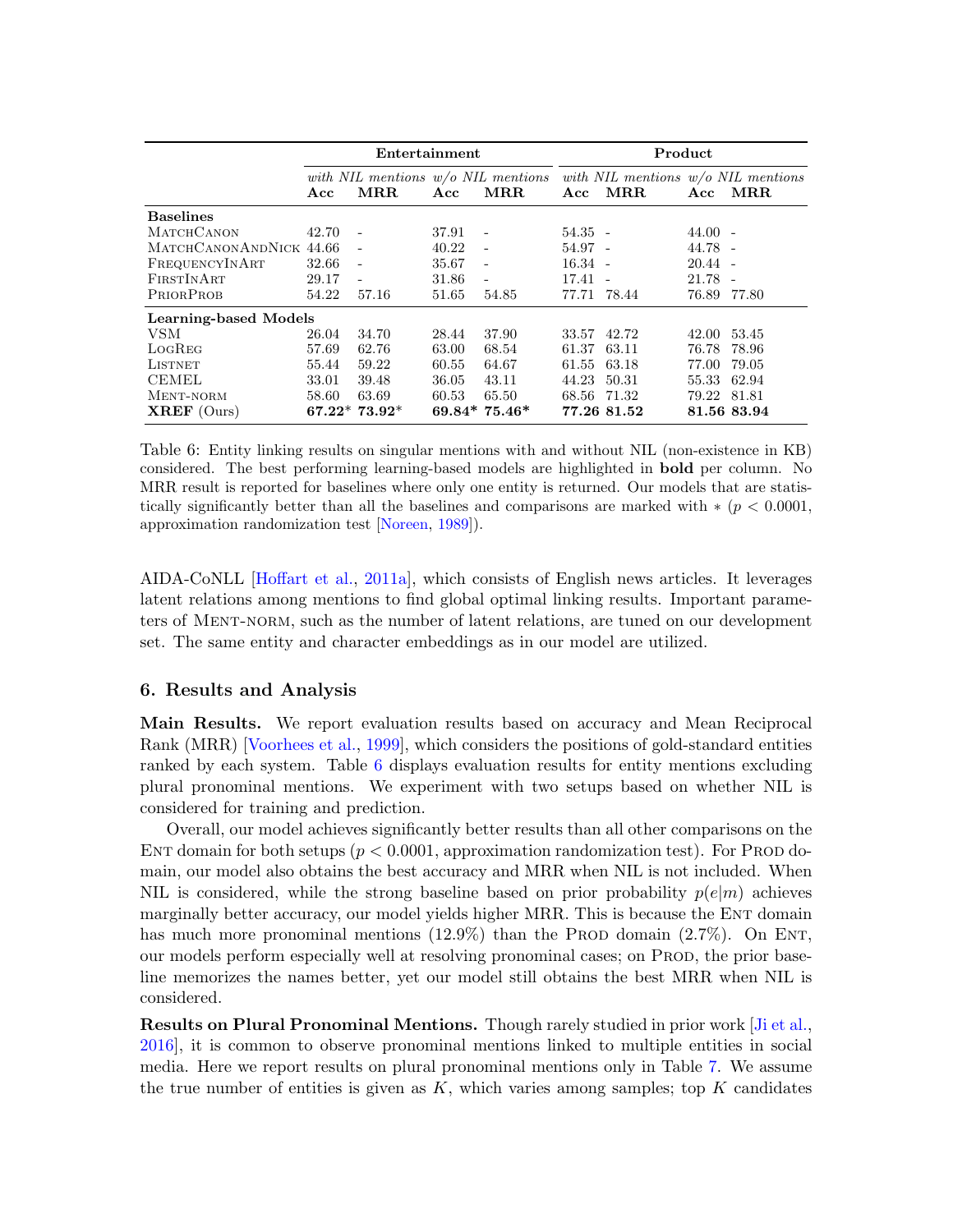| | Entertainment | | | | Product | | | |
|---|---|---|---|---|---|---|---|---|
| | *with NIL mentions* | | *w/o NIL mentions* | | *with NIL mentions* | | *w/o NIL mentions* | |
| | **Acc** | **MRR** | **Acc** | **MRR** | **Acc** | **MRR** | **Acc** | **MRR** |
| **Baselines** | | | | | | | | |
| MatchCanon | 42.70 | - | 37.91 | - | 54.35 | - | 44.00 | - |
| MatchCanonAndNick | 44.66 | - | 40.22 | - | 54.97 | - | 44.78 | - |
| FrequencyInArt | 32.66 | - | 35.67 | - | 16.34 | - | 20.44 | - |
| FirstInArt | 29.17 | - | 31.86 | - | 17.41 | - | 21.78 | - |
| PriorProb | 54.22 | 57.16 | 51.65 | 54.85 | 77.71 | 78.44 | 76.89 | 77.80 |
| **Learning-based Models** | | | | | | | | |
| VSM | 26.04 | 34.70 | 28.44 | 37.90 | 33.57 | 42.72 | 42.00 | 53.45 |
| LogReg | 57.69 | 62.76 | 63.00 | 68.54 | 61.37 | 63.11 | 76.78 | 78.96 |
| ListNet | 55.44 | 59.22 | 60.55 | 64.67 | 61.55 | 63.18 | 77.00 | 79.05 |
| CEMEL | 33.01 | 39.48 | 36.05 | 43.11 | 44.23 | 50.31 | 55.33 | 62.94 |
| Ment-norm | 58.60 | 63.69 | 60.53 | 65.50 | 68.56 | 71.32 | 79.22 | 81.81 |
| **XREF** (Ours) | **67.22*** | **73.92*** | **69.84*** | **75.46*** | **77.26** | **81.52** | **81.56** | **83.94** |

Table 6: Entity linking results on singular mentions with and without NIL (non-existence in KB) considered. The best performing learning-based models are highlighted in **bold** per column. No MRR result is reported for baselines where only one entity is returned. Our models that are statistically significantly better than all the baselines and comparisons are marked with $*$ ($p < 0.0001$, approximation randomization test [Noreen, 1989]).

AIDA-CoNLL [Hoffart et al., 2011a], which consists of English news articles. It leverages latent relations among mentions to find global optimal linking results. Important parameters of Ment-norm, such as the number of latent relations, are tuned on our development set. The same entity and character embeddings as in our model are utilized.

## 6. Results and Analysis

**Main Results.** We report evaluation results based on accuracy and Mean Reciprocal Rank (MRR) [Voorhees et al., 1999], which considers the positions of gold-standard entities ranked by each system. Table 6 displays evaluation results for entity mentions excluding plural pronominal mentions. We experiment with two setups based on whether NIL is considered for training and prediction.

Overall, our model achieves significantly better results than all other comparisons on the Ent domain for both setups ($p < 0.0001$, approximation randomization test). For Prod domain, our model also obtains the best accuracy and MRR when NIL is not included. When NIL is considered, while the strong baseline based on prior probability $p(e|m)$ achieves marginally better accuracy, our model yields higher MRR. This is because the Ent domain has much more pronominal mentions (12.9%) than the Prod domain (2.7%). On Ent, our models perform especially well at resolving pronominal cases; on Prod, the prior baseline memorizes the names better, yet our model still obtains the best MRR when NIL is considered.

**Results on Plural Pronominal Mentions.** Though rarely studied in prior work [Ji et al., 2016], it is common to observe pronominal mentions linked to multiple entities in social media. Here we report results on plural pronominal mentions only in Table 7. We assume the true number of entities is given as $K$, which varies among samples; top $K$ candidates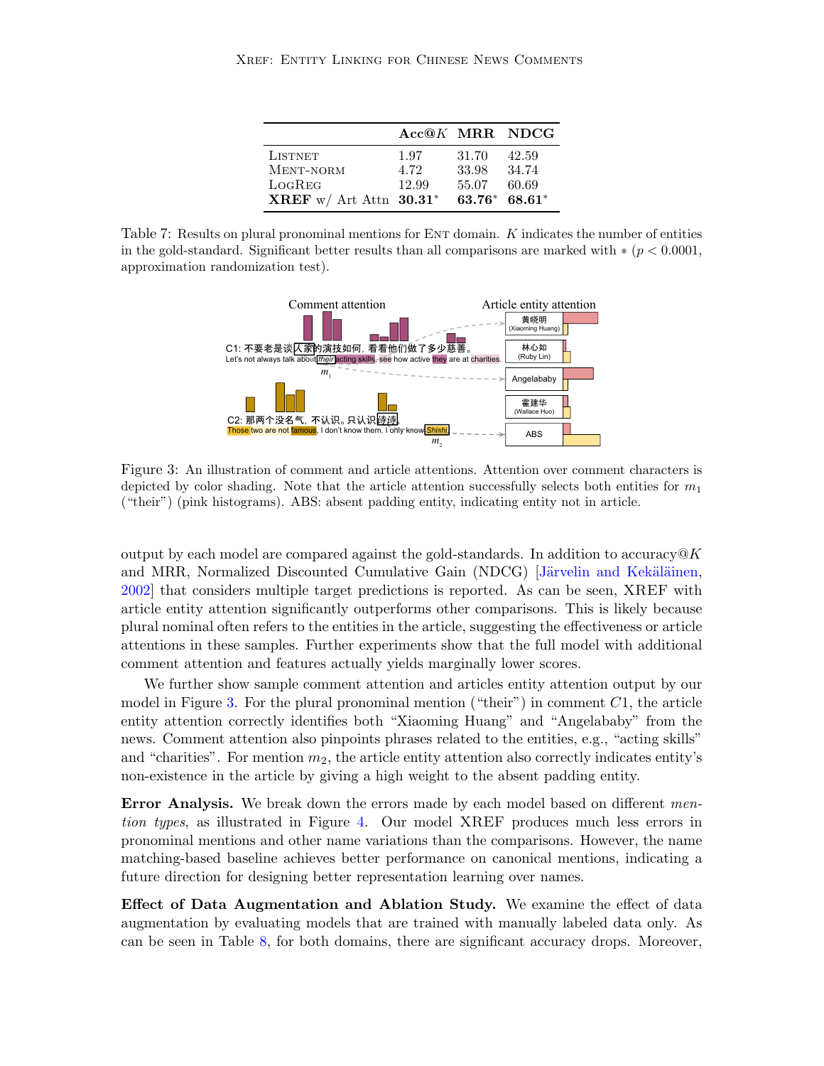|  | Acc@$K$ | MRR | NDCG |
|---|---|---|---|
| ListNet | 1.97 | 31.70 | 42.59 |
| Ment-norm | 4.72 | 33.98 | 34.74 |
| LogReg | 12.99 | 55.07 | 60.69 |
| **XREF** w/ Art Attn | **30.31**$^*$ | **63.76**$^*$ | **68.61**$^*$ |

Table 7: Results on plural pronominal mentions for Ent domain. $K$ indicates the number of entities in the gold-standard. Significant better results than all comparisons are marked with $*$ ($p < 0.0001$, approximation randomization test).

Figure 3: An illustration of comment and article attentions. Attention over comment characters is depicted by color shading. Note that the article attention successfully selects both entities for $m_1$ ("their") (pink histograms). ABS: absent padding entity, indicating entity not in article.

output by each model are compared against the gold-standards. In addition to accuracy@$K$ and MRR, Normalized Discounted Cumulative Gain (NDCG) [Järvelin and Kekäläinen, 2002] that considers multiple target predictions is reported. As can be seen, XREF with article entity attention significantly outperforms other comparisons. This is likely because plural nominal often refers to the entities in the article, suggesting the effectiveness or article attentions in these samples. Further experiments show that the full model with additional comment attention and features actually yields marginally lower scores.

We further show sample comment attention and articles entity attention output by our model in Figure 3. For the plural pronominal mention ("their") in comment $C1$, the article entity attention correctly identifies both "Xiaoming Huang" and "Angelababy" from the news. Comment attention also pinpoints phrases related to the entities, e.g., "acting skills" and "charities". For mention $m_2$, the article entity attention also correctly indicates entity's non-existence in the article by giving a high weight to the absent padding entity.

**Error Analysis.** We break down the errors made by each model based on different *mention types*, as illustrated in Figure 4. Our model XREF produces much less errors in pronominal mentions and other name variations than the comparisons. However, the name matching-based baseline achieves better performance on canonical mentions, indicating a future direction for designing better representation learning over names.

**Effect of Data Augmentation and Ablation Study.** We examine the effect of data augmentation by evaluating models that are trained with manually labeled data only. As can be seen in Table 8, for both domains, there are significant accuracy drops. Moreover,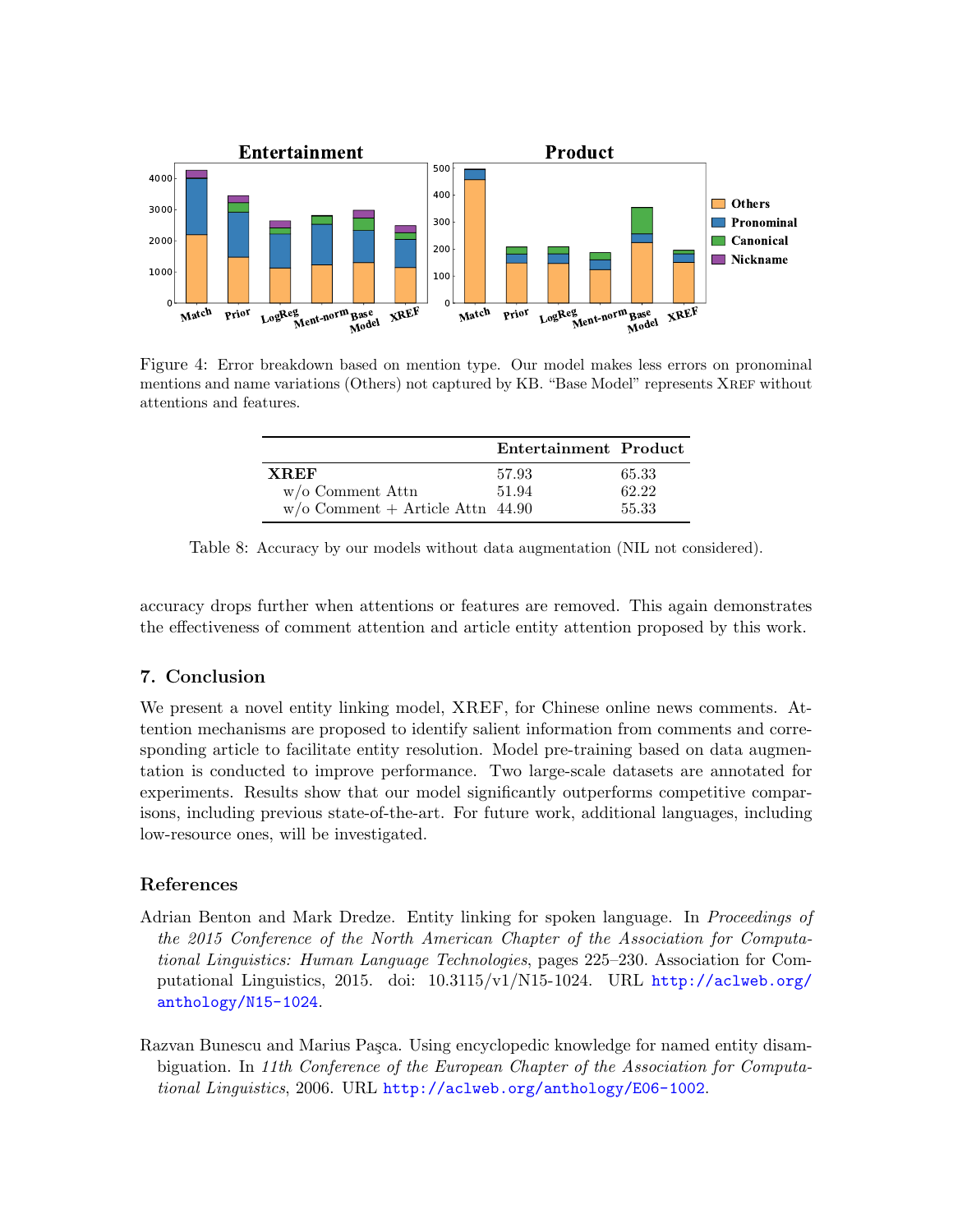Figure 4: Error breakdown based on mention type. Our model makes less errors on pronominal mentions and name variations (Others) not captured by KB. “Base Model” represents XREF without attentions and features.

| | Entertainment | Product |
|---|---|---|
| **XREF** | 57.93 | 65.33 |
| w/o Comment Attn | 51.94 | 62.22 |
| w/o Comment + Article Attn | 44.90 | 55.33 |

Table 8: Accuracy by our models without data augmentation (NIL not considered).

accuracy drops further when attentions or features are removed. This again demonstrates the effectiveness of comment attention and article entity attention proposed by this work.

## 7. Conclusion

We present a novel entity linking model, XREF, for Chinese online news comments. Attention mechanisms are proposed to identify salient information from comments and corresponding article to facilitate entity resolution. Model pre-training based on data augmentation is conducted to improve performance. Two large-scale datasets are annotated for experiments. Results show that our model significantly outperforms competitive comparisons, including previous state-of-the-art. For future work, additional languages, including low-resource ones, will be investigated.

## References

Adrian Benton and Mark Dredze. Entity linking for spoken language. In *Proceedings of the 2015 Conference of the North American Chapter of the Association for Computational Linguistics: Human Language Technologies*, pages 225–230. Association for Computational Linguistics, 2015. doi: 10.3115/v1/N15-1024. URL http://aclweb.org/anthology/N15-1024.

Razvan Bunescu and Marius Paşca. Using encyclopedic knowledge for named entity disambiguation. In *11th Conference of the European Chapter of the Association for Computational Linguistics*, 2006. URL http://aclweb.org/anthology/E06-1002.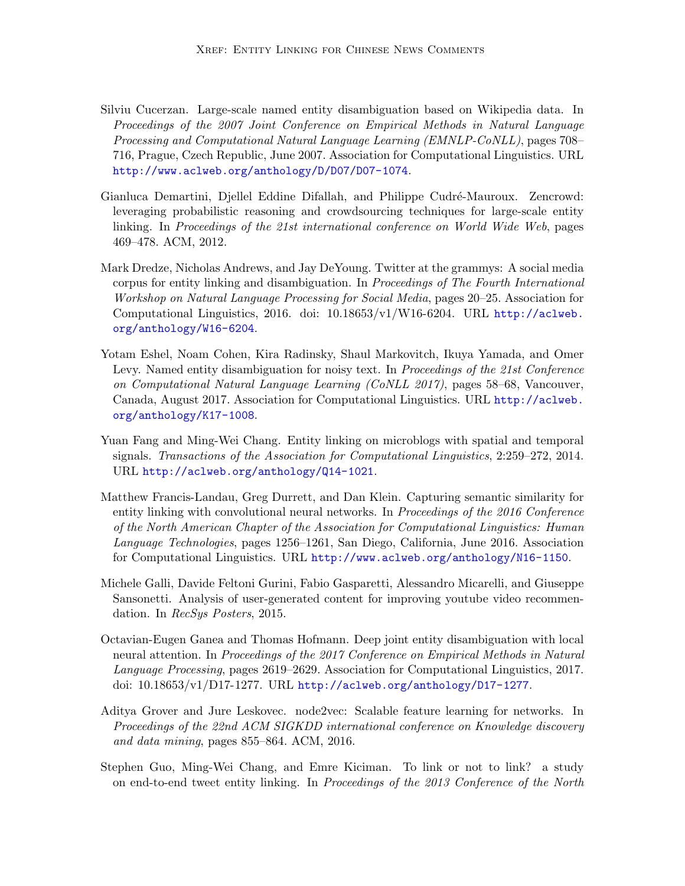Silviu Cucerzan. Large-scale named entity disambiguation based on Wikipedia data. In *Proceedings of the 2007 Joint Conference on Empirical Methods in Natural Language Processing and Computational Natural Language Learning (EMNLP-CoNLL)*, pages 708–716, Prague, Czech Republic, June 2007. Association for Computational Linguistics. URL http://www.aclweb.org/anthology/D/D07/D07-1074.

Gianluca Demartini, Djellel Eddine Difallah, and Philippe Cudré-Mauroux. Zencrowd: leveraging probabilistic reasoning and crowdsourcing techniques for large-scale entity linking. In *Proceedings of the 21st international conference on World Wide Web*, pages 469–478. ACM, 2012.

Mark Dredze, Nicholas Andrews, and Jay DeYoung. Twitter at the grammys: A social media corpus for entity linking and disambiguation. In *Proceedings of The Fourth International Workshop on Natural Language Processing for Social Media*, pages 20–25. Association for Computational Linguistics, 2016. doi: 10.18653/v1/W16-6204. URL http://aclweb.org/anthology/W16-6204.

Yotam Eshel, Noam Cohen, Kira Radinsky, Shaul Markovitch, Ikuya Yamada, and Omer Levy. Named entity disambiguation for noisy text. In *Proceedings of the 21st Conference on Computational Natural Language Learning (CoNLL 2017)*, pages 58–68, Vancouver, Canada, August 2017. Association for Computational Linguistics. URL http://aclweb.org/anthology/K17-1008.

Yuan Fang and Ming-Wei Chang. Entity linking on microblogs with spatial and temporal signals. *Transactions of the Association for Computational Linguistics*, 2:259–272, 2014. URL http://aclweb.org/anthology/Q14-1021.

Matthew Francis-Landau, Greg Durrett, and Dan Klein. Capturing semantic similarity for entity linking with convolutional neural networks. In *Proceedings of the 2016 Conference of the North American Chapter of the Association for Computational Linguistics: Human Language Technologies*, pages 1256–1261, San Diego, California, June 2016. Association for Computational Linguistics. URL http://www.aclweb.org/anthology/N16-1150.

Michele Galli, Davide Feltoni Gurini, Fabio Gasparetti, Alessandro Micarelli, and Giuseppe Sansonetti. Analysis of user-generated content for improving youtube video recommendation. In *RecSys Posters*, 2015.

Octavian-Eugen Ganea and Thomas Hofmann. Deep joint entity disambiguation with local neural attention. In *Proceedings of the 2017 Conference on Empirical Methods in Natural Language Processing*, pages 2619–2629. Association for Computational Linguistics, 2017. doi: 10.18653/v1/D17-1277. URL http://aclweb.org/anthology/D17-1277.

Aditya Grover and Jure Leskovec. node2vec: Scalable feature learning for networks. In *Proceedings of the 22nd ACM SIGKDD international conference on Knowledge discovery and data mining*, pages 855–864. ACM, 2016.

Stephen Guo, Ming-Wei Chang, and Emre Kiciman. To link or not to link? a study on end-to-end tweet entity linking. In *Proceedings of the 2013 Conference of the North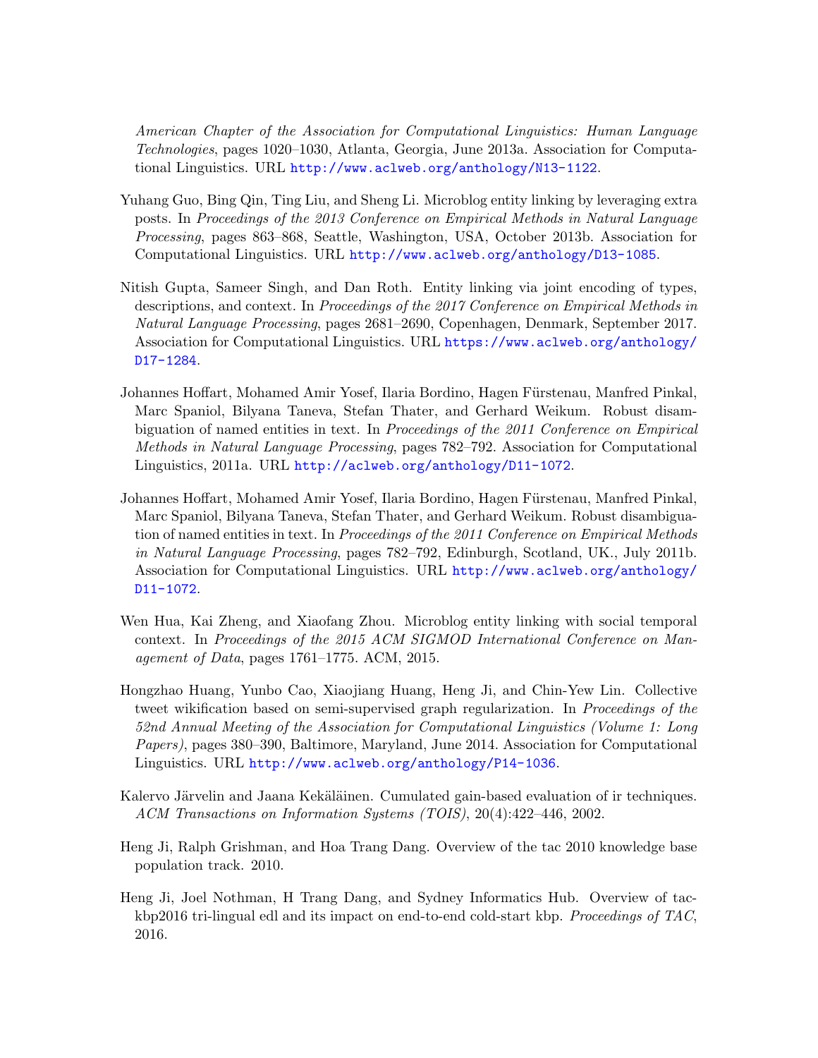American Chapter of the Association for Computational Linguistics: Human Language Technologies*, pages 1020–1030, Atlanta, Georgia, June 2013a. Association for Computational Linguistics. URL http://www.aclweb.org/anthology/N13-1122.

Yuhang Guo, Bing Qin, Ting Liu, and Sheng Li. Microblog entity linking by leveraging extra posts. In *Proceedings of the 2013 Conference on Empirical Methods in Natural Language Processing*, pages 863–868, Seattle, Washington, USA, October 2013b. Association for Computational Linguistics. URL http://www.aclweb.org/anthology/D13-1085.

Nitish Gupta, Sameer Singh, and Dan Roth. Entity linking via joint encoding of types, descriptions, and context. In *Proceedings of the 2017 Conference on Empirical Methods in Natural Language Processing*, pages 2681–2690, Copenhagen, Denmark, September 2017. Association for Computational Linguistics. URL https://www.aclweb.org/anthology/D17-1284.

Johannes Hoffart, Mohamed Amir Yosef, Ilaria Bordino, Hagen Fürstenau, Manfred Pinkal, Marc Spaniol, Bilyana Taneva, Stefan Thater, and Gerhard Weikum. Robust disambiguation of named entities in text. In *Proceedings of the 2011 Conference on Empirical Methods in Natural Language Processing*, pages 782–792. Association for Computational Linguistics, 2011a. URL http://aclweb.org/anthology/D11-1072.

Johannes Hoffart, Mohamed Amir Yosef, Ilaria Bordino, Hagen Fürstenau, Manfred Pinkal, Marc Spaniol, Bilyana Taneva, Stefan Thater, and Gerhard Weikum. Robust disambiguation of named entities in text. In *Proceedings of the 2011 Conference on Empirical Methods in Natural Language Processing*, pages 782–792, Edinburgh, Scotland, UK., July 2011b. Association for Computational Linguistics. URL http://www.aclweb.org/anthology/D11-1072.

Wen Hua, Kai Zheng, and Xiaofang Zhou. Microblog entity linking with social temporal context. In *Proceedings of the 2015 ACM SIGMOD International Conference on Management of Data*, pages 1761–1775. ACM, 2015.

Hongzhao Huang, Yunbo Cao, Xiaojiang Huang, Heng Ji, and Chin-Yew Lin. Collective tweet wikification based on semi-supervised graph regularization. In *Proceedings of the 52nd Annual Meeting of the Association for Computational Linguistics (Volume 1: Long Papers)*, pages 380–390, Baltimore, Maryland, June 2014. Association for Computational Linguistics. URL http://www.aclweb.org/anthology/P14-1036.

Kalervo Järvelin and Jaana Kekäläinen. Cumulated gain-based evaluation of ir techniques. *ACM Transactions on Information Systems (TOIS)*, 20(4):422–446, 2002.

Heng Ji, Ralph Grishman, and Hoa Trang Dang. Overview of the tac 2010 knowledge base population track. 2010.

Heng Ji, Joel Nothman, H Trang Dang, and Sydney Informatics Hub. Overview of tac-kbp2016 tri-lingual edl and its impact on end-to-end cold-start kbp. *Proceedings of TAC*, 2016.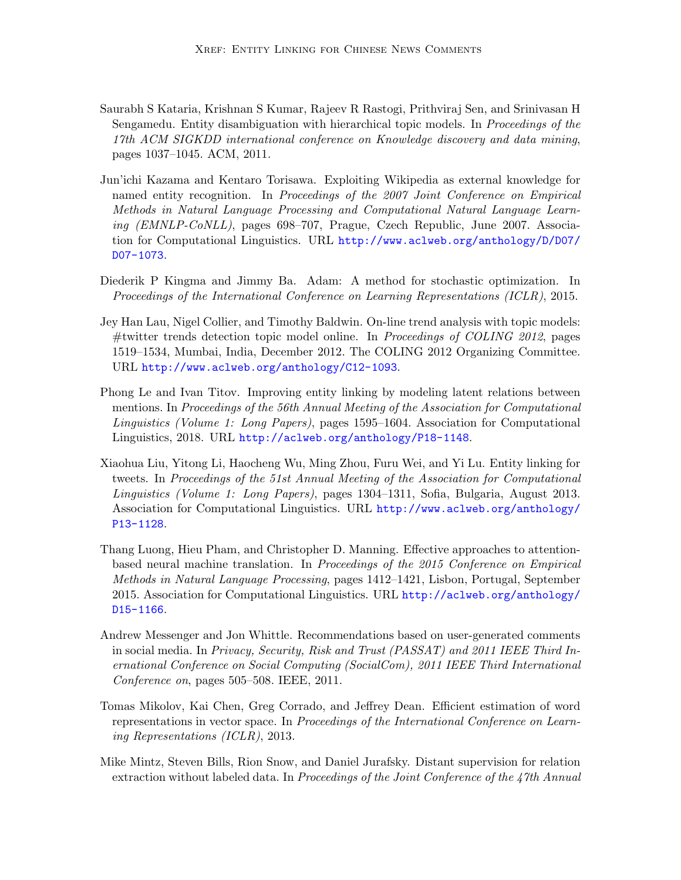Saurabh S Kataria, Krishnan S Kumar, Rajeev R Rastogi, Prithviraj Sen, and Srinivasan H Sengamedu. Entity disambiguation with hierarchical topic models. In *Proceedings of the 17th ACM SIGKDD international conference on Knowledge discovery and data mining*, pages 1037–1045. ACM, 2011.

Jun'ichi Kazama and Kentaro Torisawa. Exploiting Wikipedia as external knowledge for named entity recognition. In *Proceedings of the 2007 Joint Conference on Empirical Methods in Natural Language Processing and Computational Natural Language Learning (EMNLP-CoNLL)*, pages 698–707, Prague, Czech Republic, June 2007. Association for Computational Linguistics. URL http://www.aclweb.org/anthology/D/D07/D07-1073.

Diederik P Kingma and Jimmy Ba. Adam: A method for stochastic optimization. In *Proceedings of the International Conference on Learning Representations (ICLR)*, 2015.

Jey Han Lau, Nigel Collier, and Timothy Baldwin. On-line trend analysis with topic models: #twitter trends detection topic model online. In *Proceedings of COLING 2012*, pages 1519–1534, Mumbai, India, December 2012. The COLING 2012 Organizing Committee. URL http://www.aclweb.org/anthology/C12-1093.

Phong Le and Ivan Titov. Improving entity linking by modeling latent relations between mentions. In *Proceedings of the 56th Annual Meeting of the Association for Computational Linguistics (Volume 1: Long Papers)*, pages 1595–1604. Association for Computational Linguistics, 2018. URL http://aclweb.org/anthology/P18-1148.

Xiaohua Liu, Yitong Li, Haocheng Wu, Ming Zhou, Furu Wei, and Yi Lu. Entity linking for tweets. In *Proceedings of the 51st Annual Meeting of the Association for Computational Linguistics (Volume 1: Long Papers)*, pages 1304–1311, Sofia, Bulgaria, August 2013. Association for Computational Linguistics. URL http://www.aclweb.org/anthology/P13-1128.

Thang Luong, Hieu Pham, and Christopher D. Manning. Effective approaches to attention-based neural machine translation. In *Proceedings of the 2015 Conference on Empirical Methods in Natural Language Processing*, pages 1412–1421, Lisbon, Portugal, September 2015. Association for Computational Linguistics. URL http://aclweb.org/anthology/D15-1166.

Andrew Messenger and Jon Whittle. Recommendations based on user-generated comments in social media. In *Privacy, Security, Risk and Trust (PASSAT) and 2011 IEEE Third Inernational Conference on Social Computing (SocialCom), 2011 IEEE Third International Conference on*, pages 505–508. IEEE, 2011.

Tomas Mikolov, Kai Chen, Greg Corrado, and Jeffrey Dean. Efficient estimation of word representations in vector space. In *Proceedings of the International Conference on Learning Representations (ICLR)*, 2013.

Mike Mintz, Steven Bills, Rion Snow, and Daniel Jurafsky. Distant supervision for relation extraction without labeled data. In *Proceedings of the Joint Conference of the 47th Annual*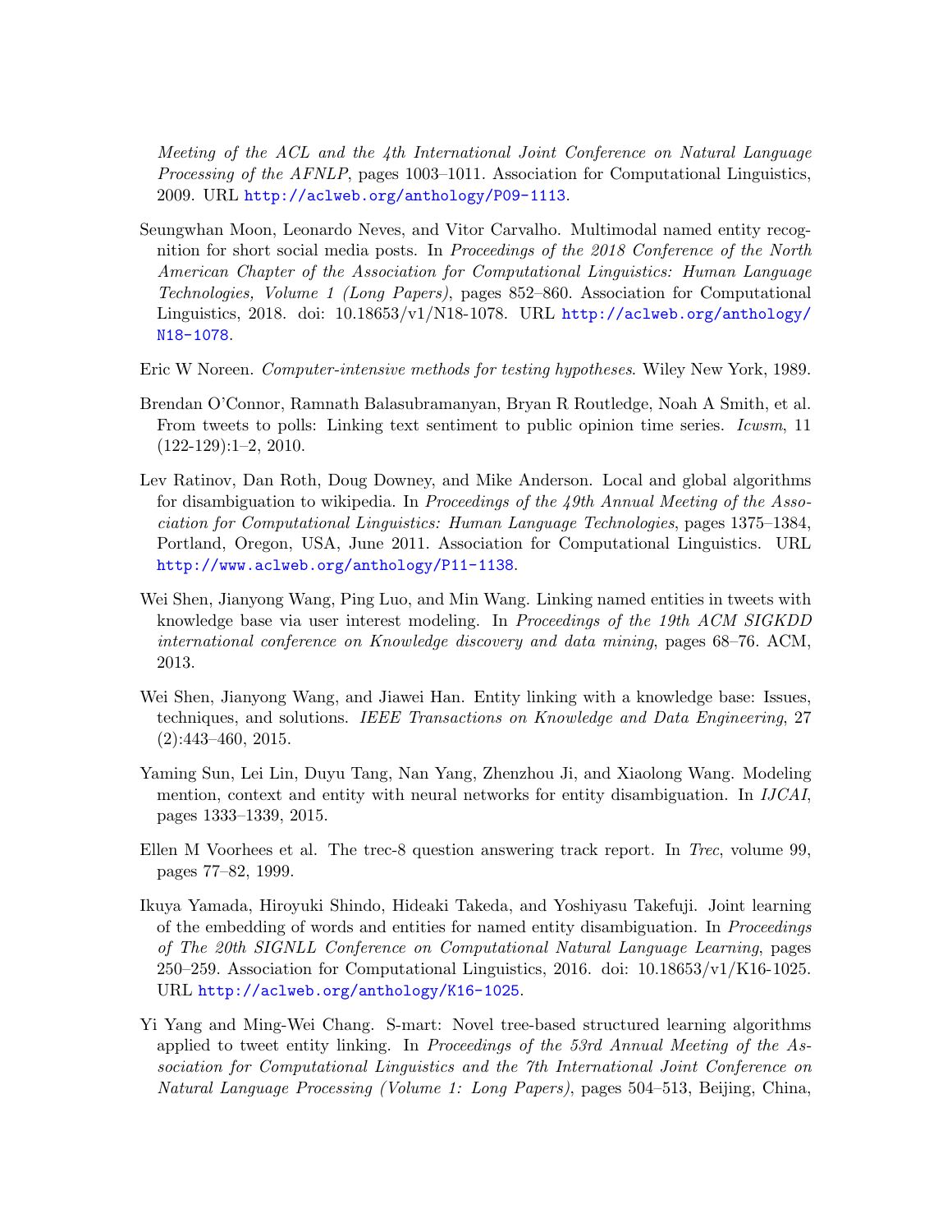*Meeting of the ACL and the 4th International Joint Conference on Natural Language Processing of the AFNLP*, pages 1003–1011. Association for Computational Linguistics, 2009. URL http://aclweb.org/anthology/P09-1113.

Seungwhan Moon, Leonardo Neves, and Vitor Carvalho. Multimodal named entity recognition for short social media posts. In *Proceedings of the 2018 Conference of the North American Chapter of the Association for Computational Linguistics: Human Language Technologies, Volume 1 (Long Papers)*, pages 852–860. Association for Computational Linguistics, 2018. doi: 10.18653/v1/N18-1078. URL http://aclweb.org/anthology/N18-1078.

Eric W Noreen. *Computer-intensive methods for testing hypotheses*. Wiley New York, 1989.

Brendan O'Connor, Ramnath Balasubramanyan, Bryan R Routledge, Noah A Smith, et al. From tweets to polls: Linking text sentiment to public opinion time series. *Icwsm*, 11 (122-129):1–2, 2010.

Lev Ratinov, Dan Roth, Doug Downey, and Mike Anderson. Local and global algorithms for disambiguation to wikipedia. In *Proceedings of the 49th Annual Meeting of the Association for Computational Linguistics: Human Language Technologies*, pages 1375–1384, Portland, Oregon, USA, June 2011. Association for Computational Linguistics. URL http://www.aclweb.org/anthology/P11-1138.

Wei Shen, Jianyong Wang, Ping Luo, and Min Wang. Linking named entities in tweets with knowledge base via user interest modeling. In *Proceedings of the 19th ACM SIGKDD international conference on Knowledge discovery and data mining*, pages 68–76. ACM, 2013.

Wei Shen, Jianyong Wang, and Jiawei Han. Entity linking with a knowledge base: Issues, techniques, and solutions. *IEEE Transactions on Knowledge and Data Engineering*, 27 (2):443–460, 2015.

Yaming Sun, Lei Lin, Duyu Tang, Nan Yang, Zhenzhou Ji, and Xiaolong Wang. Modeling mention, context and entity with neural networks for entity disambiguation. In *IJCAI*, pages 1333–1339, 2015.

Ellen M Voorhees et al. The trec-8 question answering track report. In *Trec*, volume 99, pages 77–82, 1999.

Ikuya Yamada, Hiroyuki Shindo, Hideaki Takeda, and Yoshiyasu Takefuji. Joint learning of the embedding of words and entities for named entity disambiguation. In *Proceedings of The 20th SIGNLL Conference on Computational Natural Language Learning*, pages 250–259. Association for Computational Linguistics, 2016. doi: 10.18653/v1/K16-1025. URL http://aclweb.org/anthology/K16-1025.

Yi Yang and Ming-Wei Chang. S-mart: Novel tree-based structured learning algorithms applied to tweet entity linking. In *Proceedings of the 53rd Annual Meeting of the Association for Computational Linguistics and the 7th International Joint Conference on Natural Language Processing (Volume 1: Long Papers)*, pages 504–513, Beijing, China,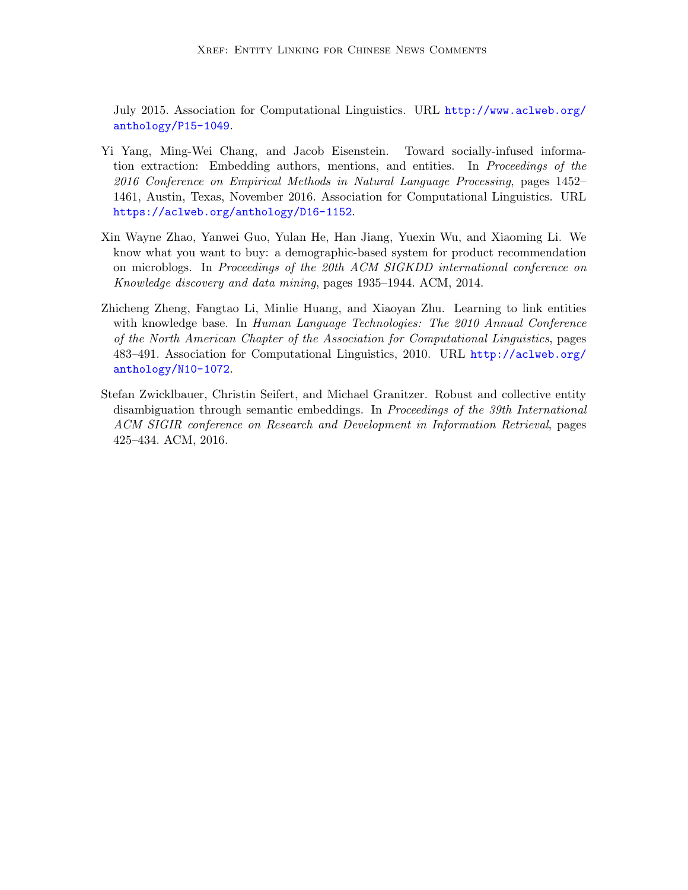July 2015. Association for Computational Linguistics. URL http://www.aclweb.org/anthology/P15-1049.

Yi Yang, Ming-Wei Chang, and Jacob Eisenstein. Toward socially-infused information extraction: Embedding authors, mentions, and entities. In *Proceedings of the 2016 Conference on Empirical Methods in Natural Language Processing*, pages 1452–1461, Austin, Texas, November 2016. Association for Computational Linguistics. URL https://aclweb.org/anthology/D16-1152.

Xin Wayne Zhao, Yanwei Guo, Yulan He, Han Jiang, Yuexin Wu, and Xiaoming Li. We know what you want to buy: a demographic-based system for product recommendation on microblogs. In *Proceedings of the 20th ACM SIGKDD international conference on Knowledge discovery and data mining*, pages 1935–1944. ACM, 2014.

Zhicheng Zheng, Fangtao Li, Minlie Huang, and Xiaoyan Zhu. Learning to link entities with knowledge base. In *Human Language Technologies: The 2010 Annual Conference of the North American Chapter of the Association for Computational Linguistics*, pages 483–491. Association for Computational Linguistics, 2010. URL http://aclweb.org/anthology/N10-1072.

Stefan Zwicklbauer, Christin Seifert, and Michael Granitzer. Robust and collective entity disambiguation through semantic embeddings. In *Proceedings of the 39th International ACM SIGIR conference on Research and Development in Information Retrieval*, pages 425–434. ACM, 2016.